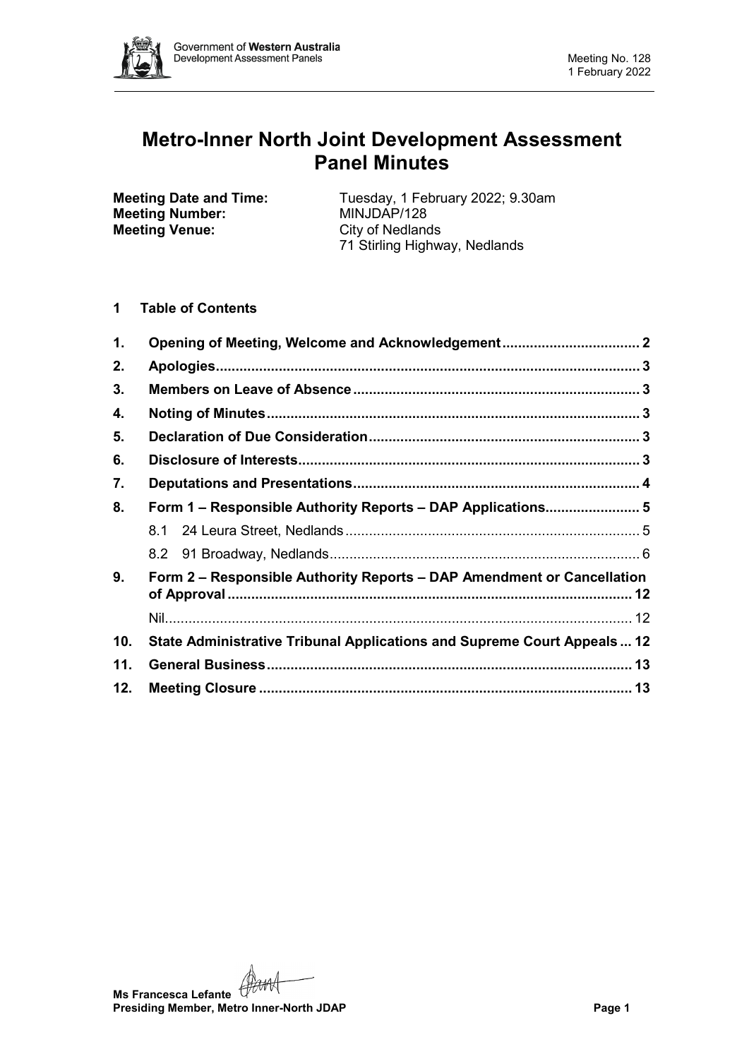# Metro-Inner North Joint Development Assessment Panel Minutes

**Meeting Date and Time:** Tuesday, 1 February 2022; 9.30am
**Meeting Number:** MINJDAP/128
**Meeting Venue:** City of Nedlands
71 Stirling Highway, Nedlands

## 1 Table of Contents

1. Opening of Meeting, Welcome and Acknowledgement ..... 2
2. Apologies ..... 3
3. Members on Leave of Absence ..... 3
4. Noting of Minutes ..... 3
5. Declaration of Due Consideration ..... 3
6. Disclosure of Interests ..... 3
7. Deputations and Presentations ..... 4
8. Form 1 – Responsible Authority Reports – DAP Applications ..... 5
   - 8.1 24 Leura Street, Nedlands ..... 5
   - 8.2 91 Broadway, Nedlands ..... 6
9. Form 2 – Responsible Authority Reports – DAP Amendment or Cancellation of Approval ..... 12
   - Nil ..... 12
10. State Administrative Tribunal Applications and Supreme Court Appeals ..... 12
11. General Business ..... 13
12. Meeting Closure ..... 13

**Ms Francesca Lefante**
**Presiding Member, Metro Inner-North JDAP**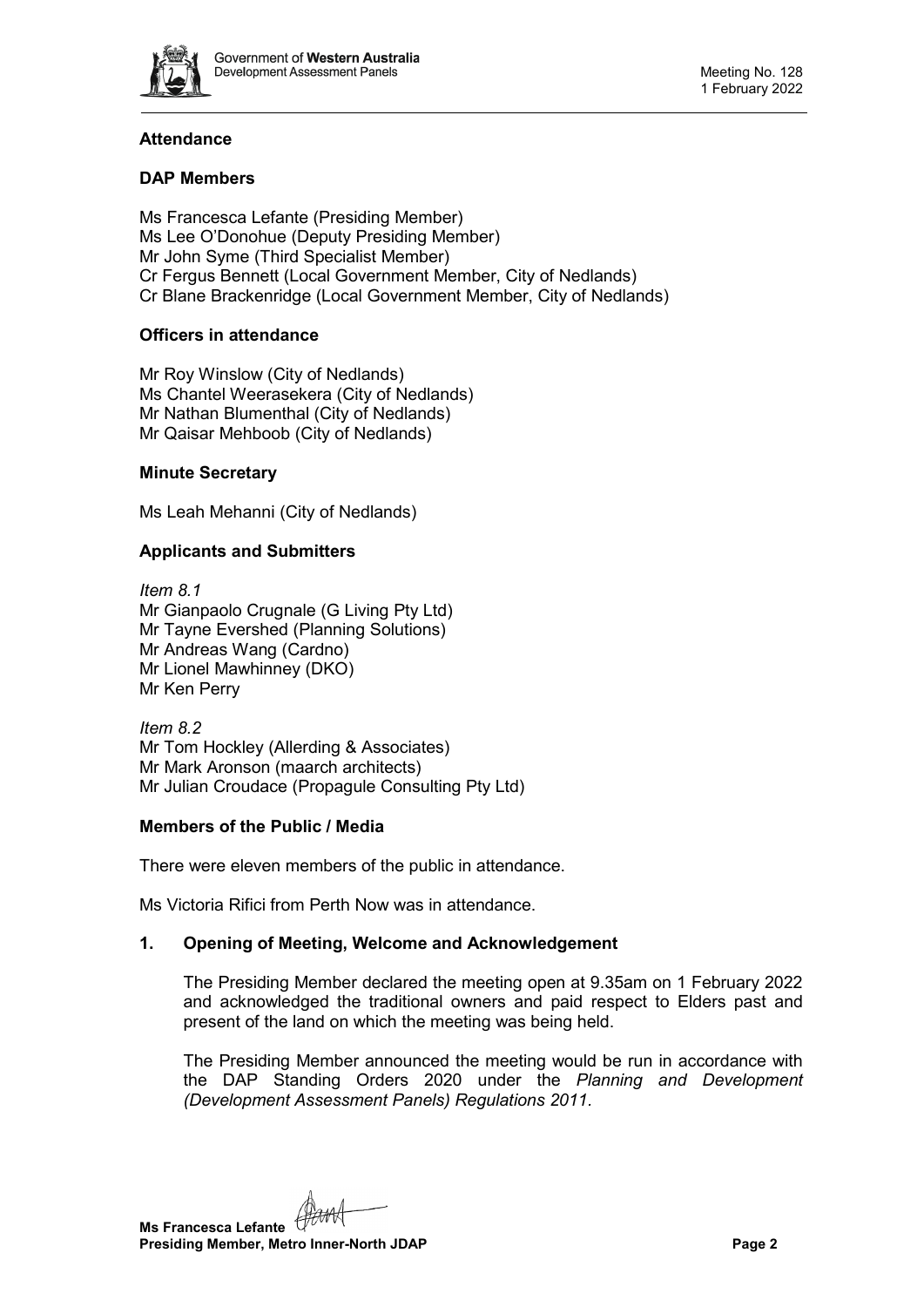## Attendance

### DAP Members

Ms Francesca Lefante (Presiding Member)
Ms Lee O'Donohue (Deputy Presiding Member)
Mr John Syme (Third Specialist Member)
Cr Fergus Bennett (Local Government Member, City of Nedlands)
Cr Blane Brackenridge (Local Government Member, City of Nedlands)

### Officers in attendance

Mr Roy Winslow (City of Nedlands)
Ms Chantel Weerasekera (City of Nedlands)
Mr Nathan Blumenthal (City of Nedlands)
Mr Qaisar Mehboob (City of Nedlands)

### Minute Secretary

Ms Leah Mehanni (City of Nedlands)

### Applicants and Submitters

*Item 8.1*
Mr Gianpaolo Crugnale (G Living Pty Ltd)
Mr Tayne Evershed (Planning Solutions)
Mr Andreas Wang (Cardno)
Mr Lionel Mawhinney (DKO)
Mr Ken Perry

*Item 8.2*
Mr Tom Hockley (Allerding & Associates)
Mr Mark Aronson (maarch architects)
Mr Julian Croudace (Propagule Consulting Pty Ltd)

### Members of the Public / Media

There were eleven members of the public in attendance.

Ms Victoria Rifici from Perth Now was in attendance.

## 1. Opening of Meeting, Welcome and Acknowledgement

The Presiding Member declared the meeting open at 9.35am on 1 February 2022 and acknowledged the traditional owners and paid respect to Elders past and present of the land on which the meeting was being held.

The Presiding Member announced the meeting would be run in accordance with the DAP Standing Orders 2020 under the *Planning and Development (Development Assessment Panels) Regulations 2011*.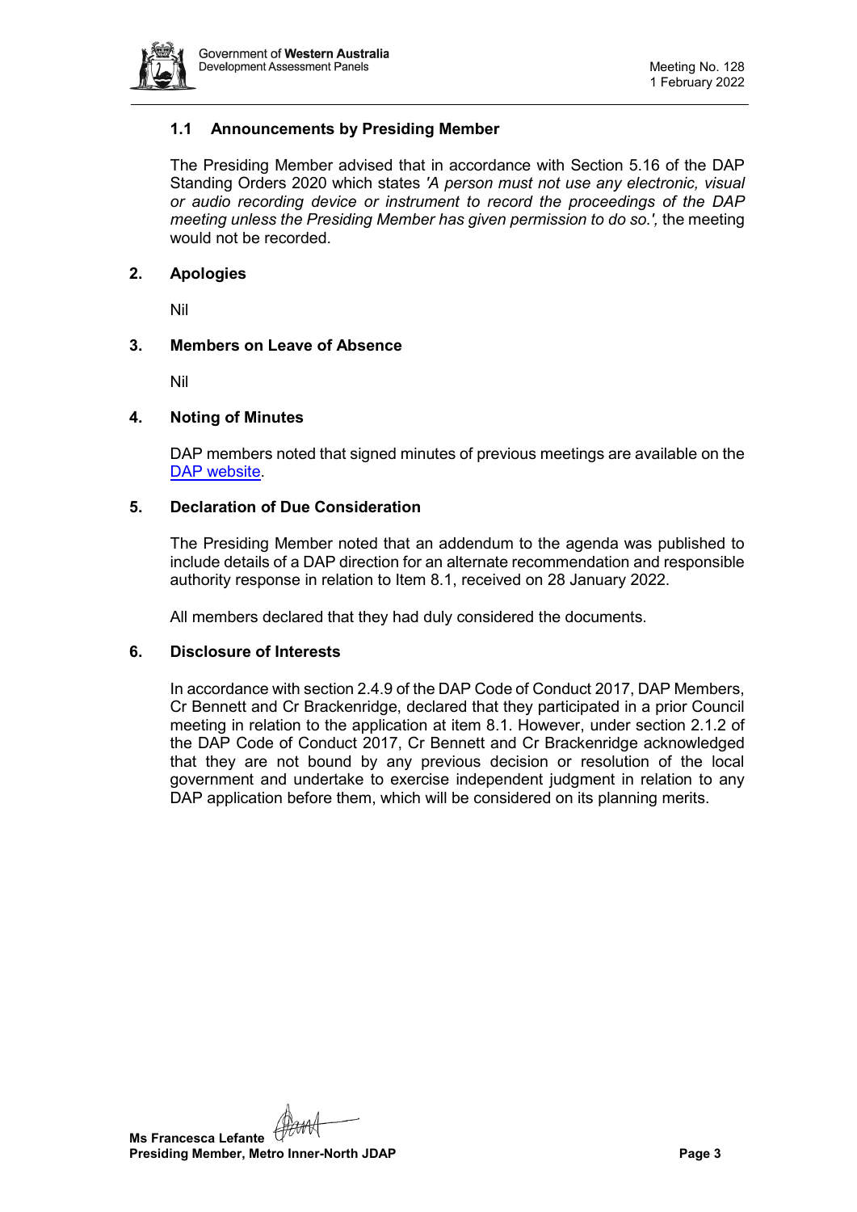### 1.1 Announcements by Presiding Member

The Presiding Member advised that in accordance with Section 5.16 of the DAP Standing Orders 2020 which states *'A person must not use any electronic, visual or audio recording device or instrument to record the proceedings of the DAP meeting unless the Presiding Member has given permission to do so.',* the meeting would not be recorded.

## 2. Apologies

Nil

## 3. Members on Leave of Absence

Nil

## 4. Noting of Minutes

DAP members noted that signed minutes of previous meetings are available on the [DAP website](#).

## 5. Declaration of Due Consideration

The Presiding Member noted that an addendum to the agenda was published to include details of a DAP direction for an alternate recommendation and responsible authority response in relation to Item 8.1, received on 28 January 2022.

All members declared that they had duly considered the documents.

## 6. Disclosure of Interests

In accordance with section 2.4.9 of the DAP Code of Conduct 2017, DAP Members, Cr Bennett and Cr Brackenridge, declared that they participated in a prior Council meeting in relation to the application at item 8.1. However, under section 2.1.2 of the DAP Code of Conduct 2017, Cr Bennett and Cr Brackenridge acknowledged that they are not bound by any previous decision or resolution of the local government and undertake to exercise independent judgment in relation to any DAP application before them, which will be considered on its planning merits.

**Ms Francesca Lefante**
**Presiding Member, Metro Inner-North JDAP**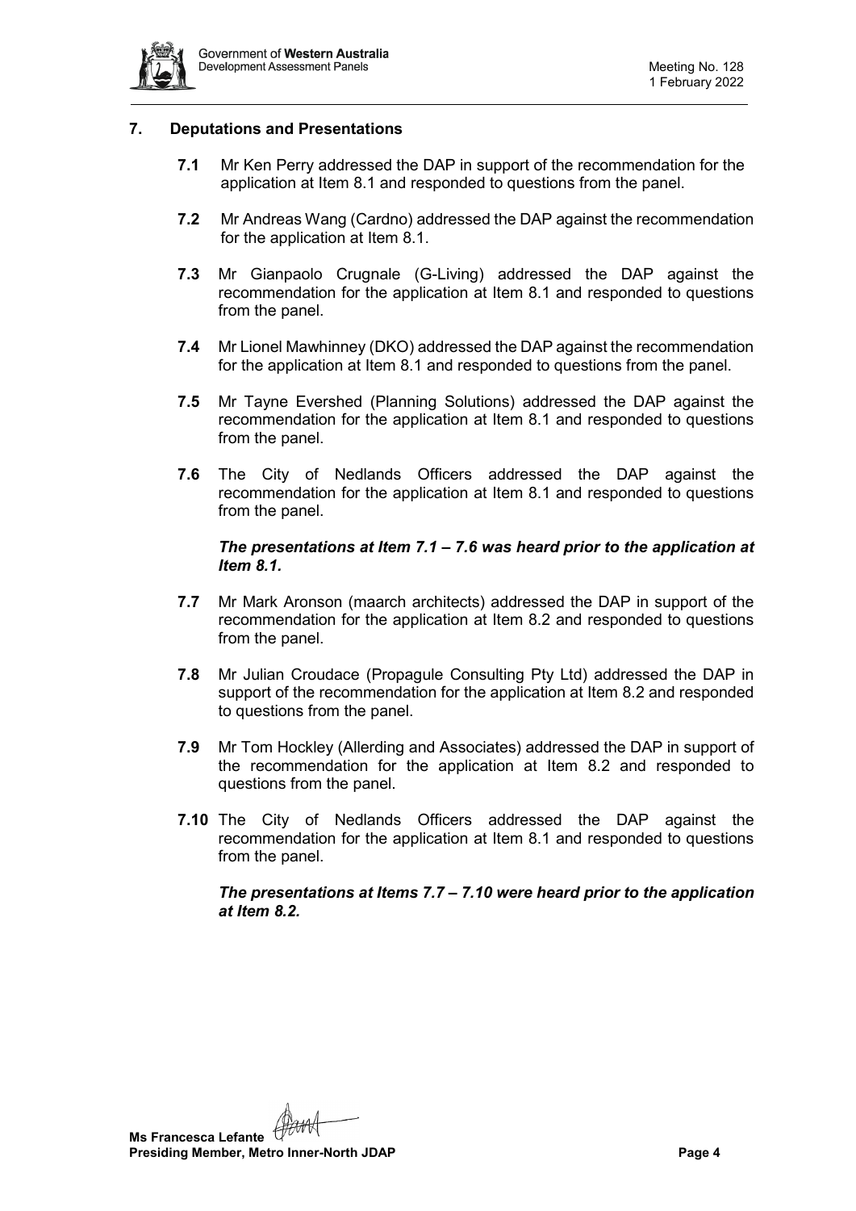## 7. Deputations and Presentations

**7.1** Mr Ken Perry addressed the DAP in support of the recommendation for the application at Item 8.1 and responded to questions from the panel.

**7.2** Mr Andreas Wang (Cardno) addressed the DAP against the recommendation for the application at Item 8.1.

**7.3** Mr Gianpaolo Crugnale (G-Living) addressed the DAP against the recommendation for the application at Item 8.1 and responded to questions from the panel.

**7.4** Mr Lionel Mawhinney (DKO) addressed the DAP against the recommendation for the application at Item 8.1 and responded to questions from the panel.

**7.5** Mr Tayne Evershed (Planning Solutions) addressed the DAP against the recommendation for the application at Item 8.1 and responded to questions from the panel.

**7.6** The City of Nedlands Officers addressed the DAP against the recommendation for the application at Item 8.1 and responded to questions from the panel.

***The presentations at Item 7.1 – 7.6 was heard prior to the application at Item 8.1.***

**7.7** Mr Mark Aronson (maarch architects) addressed the DAP in support of the recommendation for the application at Item 8.2 and responded to questions from the panel.

**7.8** Mr Julian Croudace (Propagule Consulting Pty Ltd) addressed the DAP in support of the recommendation for the application at Item 8.2 and responded to questions from the panel.

**7.9** Mr Tom Hockley (Allerding and Associates) addressed the DAP in support of the recommendation for the application at Item 8.2 and responded to questions from the panel.

**7.10** The City of Nedlands Officers addressed the DAP against the recommendation for the application at Item 8.1 and responded to questions from the panel.

***The presentations at Items 7.7 – 7.10 were heard prior to the application at Item 8.2.***

**Ms Francesca Lefante**
**Presiding Member, Metro Inner-North JDAP**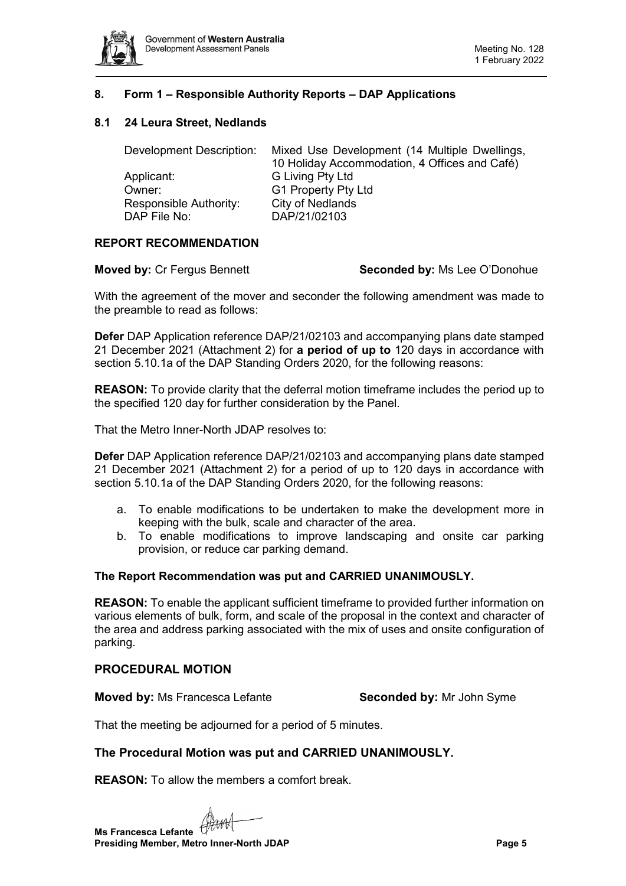## 8. Form 1 – Responsible Authority Reports – DAP Applications

### 8.1 24 Leura Street, Nedlands

| | |
|---|---|
| Development Description: | Mixed Use Development (14 Multiple Dwellings, 10 Holiday Accommodation, 4 Offices and Café) |
| Applicant: | G Living Pty Ltd |
| Owner: | G1 Property Pty Ltd |
| Responsible Authority: | City of Nedlands |
| DAP File No: | DAP/21/02103 |

**REPORT RECOMMENDATION**

**Moved by:** Cr Fergus Bennett **Seconded by:** Ms Lee O'Donohue

With the agreement of the mover and seconder the following amendment was made to the preamble to read as follows:

**Defer** DAP Application reference DAP/21/02103 and accompanying plans date stamped 21 December 2021 (Attachment 2) for **a period of up to** 120 days in accordance with section 5.10.1a of the DAP Standing Orders 2020, for the following reasons:

**REASON:** To provide clarity that the deferral motion timeframe includes the period up to the specified 120 day for further consideration by the Panel.

That the Metro Inner-North JDAP resolves to:

**Defer** DAP Application reference DAP/21/02103 and accompanying plans date stamped 21 December 2021 (Attachment 2) for a period of up to 120 days in accordance with section 5.10.1a of the DAP Standing Orders 2020, for the following reasons:

a. To enable modifications to be undertaken to make the development more in keeping with the bulk, scale and character of the area.
b. To enable modifications to improve landscaping and onsite car parking provision, or reduce car parking demand.

**The Report Recommendation was put and CARRIED UNANIMOUSLY.**

**REASON:** To enable the applicant sufficient timeframe to provided further information on various elements of bulk, form, and scale of the proposal in the context and character of the area and address parking associated with the mix of uses and onsite configuration of parking.

**PROCEDURAL MOTION**

**Moved by:** Ms Francesca Lefante **Seconded by:** Mr John Syme

That the meeting be adjourned for a period of 5 minutes.

**The Procedural Motion was put and CARRIED UNANIMOUSLY.**

**REASON:** To allow the members a comfort break.

**Ms Francesca Lefante**
**Presiding Member, Metro Inner-North JDAP**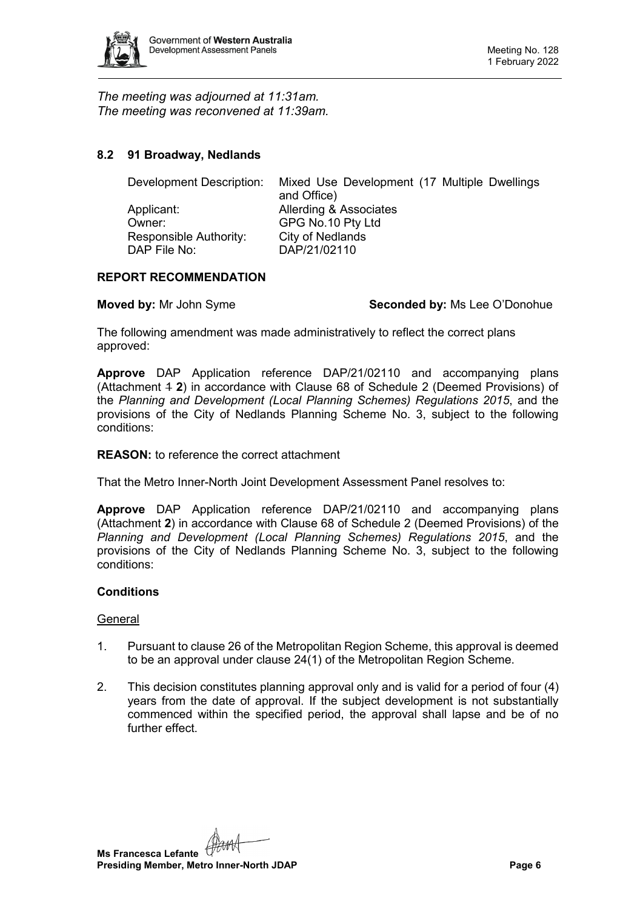*The meeting was adjourned at 11:31am.*
*The meeting was reconvened at 11:39am.*

## 8.2 91 Broadway, Nedlands

| | |
|---|---|
| Development Description: | Mixed Use Development (17 Multiple Dwellings and Office) |
| Applicant: | Allerding & Associates |
| Owner: | GPG No.10 Pty Ltd |
| Responsible Authority: | City of Nedlands |
| DAP File No: | DAP/21/02110 |

### REPORT RECOMMENDATION

**Moved by:** Mr John Syme **Seconded by:** Ms Lee O'Donohue

The following amendment was made administratively to reflect the correct plans approved:

**Approve** DAP Application reference DAP/21/02110 and accompanying plans (Attachment ~~1~~ **2**) in accordance with Clause 68 of Schedule 2 (Deemed Provisions) of the *Planning and Development (Local Planning Schemes) Regulations 2015*, and the provisions of the City of Nedlands Planning Scheme No. 3, subject to the following conditions:

**REASON:** to reference the correct attachment

That the Metro Inner-North Joint Development Assessment Panel resolves to:

**Approve** DAP Application reference DAP/21/02110 and accompanying plans (Attachment **2**) in accordance with Clause 68 of Schedule 2 (Deemed Provisions) of the *Planning and Development (Local Planning Schemes) Regulations 2015*, and the provisions of the City of Nedlands Planning Scheme No. 3, subject to the following conditions:

### Conditions

General

1. Pursuant to clause 26 of the Metropolitan Region Scheme, this approval is deemed to be an approval under clause 24(1) of the Metropolitan Region Scheme.
2. This decision constitutes planning approval only and is valid for a period of four (4) years from the date of approval. If the subject development is not substantially commenced within the specified period, the approval shall lapse and be of no further effect.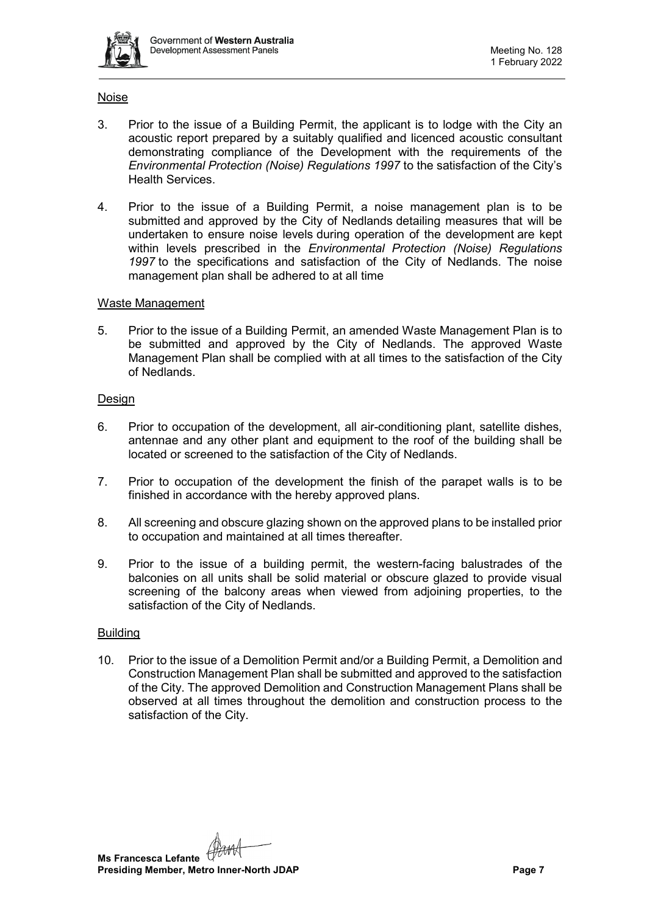Noise

3. Prior to the issue of a Building Permit, the applicant is to lodge with the City an acoustic report prepared by a suitably qualified and licenced acoustic consultant demonstrating compliance of the Development with the requirements of the *Environmental Protection (Noise) Regulations 1997* to the satisfaction of the City's Health Services.

4. Prior to the issue of a Building Permit, a noise management plan is to be submitted and approved by the City of Nedlands detailing measures that will be undertaken to ensure noise levels during operation of the development are kept within levels prescribed in the *Environmental Protection (Noise) Regulations 1997* to the specifications and satisfaction of the City of Nedlands. The noise management plan shall be adhered to at all time

Waste Management

5. Prior to the issue of a Building Permit, an amended Waste Management Plan is to be submitted and approved by the City of Nedlands. The approved Waste Management Plan shall be complied with at all times to the satisfaction of the City of Nedlands.

Design

6. Prior to occupation of the development, all air-conditioning plant, satellite dishes, antennae and any other plant and equipment to the roof of the building shall be located or screened to the satisfaction of the City of Nedlands.

7. Prior to occupation of the development the finish of the parapet walls is to be finished in accordance with the hereby approved plans.

8. All screening and obscure glazing shown on the approved plans to be installed prior to occupation and maintained at all times thereafter.

9. Prior to the issue of a building permit, the western-facing balustrades of the balconies on all units shall be solid material or obscure glazed to provide visual screening of the balcony areas when viewed from adjoining properties, to the satisfaction of the City of Nedlands.

Building

10. Prior to the issue of a Demolition Permit and/or a Building Permit, a Demolition and Construction Management Plan shall be submitted and approved to the satisfaction of the City. The approved Demolition and Construction Management Plans shall be observed at all times throughout the demolition and construction process to the satisfaction of the City.

**Ms Francesca Lefante**
**Presiding Member, Metro Inner-North JDAP**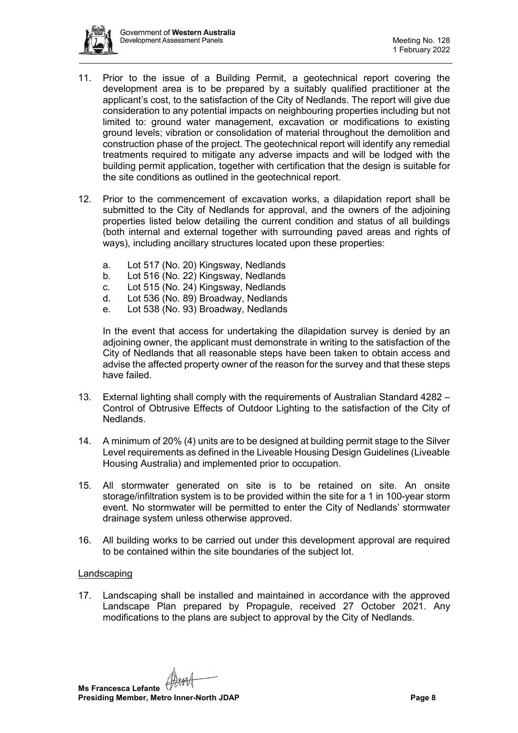11. Prior to the issue of a Building Permit, a geotechnical report covering the development area is to be prepared by a suitably qualified practitioner at the applicant's cost, to the satisfaction of the City of Nedlands. The report will give due consideration to any potential impacts on neighbouring properties including but not limited to: ground water management, excavation or modifications to existing ground levels; vibration or consolidation of material throughout the demolition and construction phase of the project. The geotechnical report will identify any remedial treatments required to mitigate any adverse impacts and will be lodged with the building permit application, together with certification that the design is suitable for the site conditions as outlined in the geotechnical report.

12. Prior to the commencement of excavation works, a dilapidation report shall be submitted to the City of Nedlands for approval, and the owners of the adjoining properties listed below detailing the current condition and status of all buildings (both internal and external together with surrounding paved areas and rights of ways), including ancillary structures located upon these properties:

    a. Lot 517 (No. 20) Kingsway, Nedlands
    b. Lot 516 (No. 22) Kingsway, Nedlands
    c. Lot 515 (No. 24) Kingsway, Nedlands
    d. Lot 536 (No. 89) Broadway, Nedlands
    e. Lot 538 (No. 93) Broadway, Nedlands

    In the event that access for undertaking the dilapidation survey is denied by an adjoining owner, the applicant must demonstrate in writing to the satisfaction of the City of Nedlands that all reasonable steps have been taken to obtain access and advise the affected property owner of the reason for the survey and that these steps have failed.

13. External lighting shall comply with the requirements of Australian Standard 4282 – Control of Obtrusive Effects of Outdoor Lighting to the satisfaction of the City of Nedlands.

14. A minimum of 20% (4) units are to be designed at building permit stage to the Silver Level requirements as defined in the Liveable Housing Design Guidelines (Liveable Housing Australia) and implemented prior to occupation.

15. All stormwater generated on site is to be retained on site. An onsite storage/infiltration system is to be provided within the site for a 1 in 100-year storm event. No stormwater will be permitted to enter the City of Nedlands' stormwater drainage system unless otherwise approved.

16. All building works to be carried out under this development approval are required to be contained within the site boundaries of the subject lot.

Landscaping

17. Landscaping shall be installed and maintained in accordance with the approved Landscape Plan prepared by Propagule, received 27 October 2021. Any modifications to the plans are subject to approval by the City of Nedlands.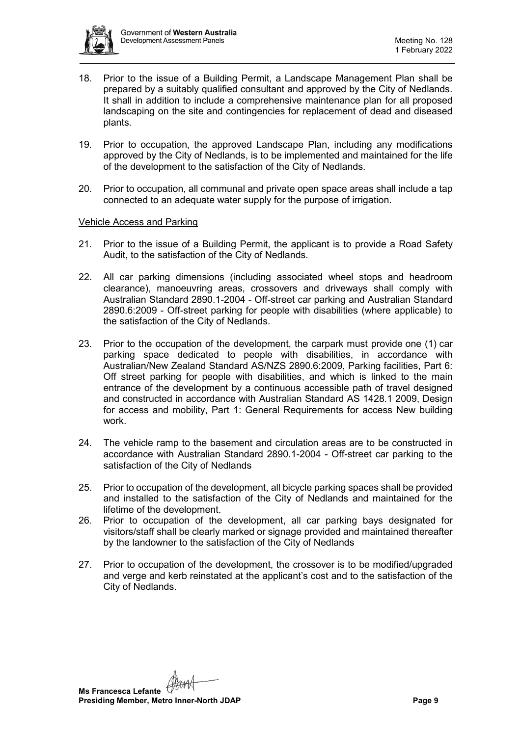18. Prior to the issue of a Building Permit, a Landscape Management Plan shall be prepared by a suitably qualified consultant and approved by the City of Nedlands. It shall in addition to include a comprehensive maintenance plan for all proposed landscaping on the site and contingencies for replacement of dead and diseased plants.

19. Prior to occupation, the approved Landscape Plan, including any modifications approved by the City of Nedlands, is to be implemented and maintained for the life of the development to the satisfaction of the City of Nedlands.

20. Prior to occupation, all communal and private open space areas shall include a tap connected to an adequate water supply for the purpose of irrigation.

Vehicle Access and Parking

21. Prior to the issue of a Building Permit, the applicant is to provide a Road Safety Audit, to the satisfaction of the City of Nedlands.

22. All car parking dimensions (including associated wheel stops and headroom clearance), manoeuvring areas, crossovers and driveways shall comply with Australian Standard 2890.1-2004 - Off-street car parking and Australian Standard 2890.6:2009 - Off-street parking for people with disabilities (where applicable) to the satisfaction of the City of Nedlands.

23. Prior to the occupation of the development, the carpark must provide one (1) car parking space dedicated to people with disabilities, in accordance with Australian/New Zealand Standard AS/NZS 2890.6:2009, Parking facilities, Part 6: Off street parking for people with disabilities, and which is linked to the main entrance of the development by a continuous accessible path of travel designed and constructed in accordance with Australian Standard AS 1428.1 2009, Design for access and mobility, Part 1: General Requirements for access New building work.

24. The vehicle ramp to the basement and circulation areas are to be constructed in accordance with Australian Standard 2890.1-2004 - Off-street car parking to the satisfaction of the City of Nedlands

25. Prior to occupation of the development, all bicycle parking spaces shall be provided and installed to the satisfaction of the City of Nedlands and maintained for the lifetime of the development.

26. Prior to occupation of the development, all car parking bays designated for visitors/staff shall be clearly marked or signage provided and maintained thereafter by the landowner to the satisfaction of the City of Nedlands

27. Prior to occupation of the development, the crossover is to be modified/upgraded and verge and kerb reinstated at the applicant's cost and to the satisfaction of the City of Nedlands.

**Ms Francesca Lefante**
**Presiding Member, Metro Inner-North JDAP**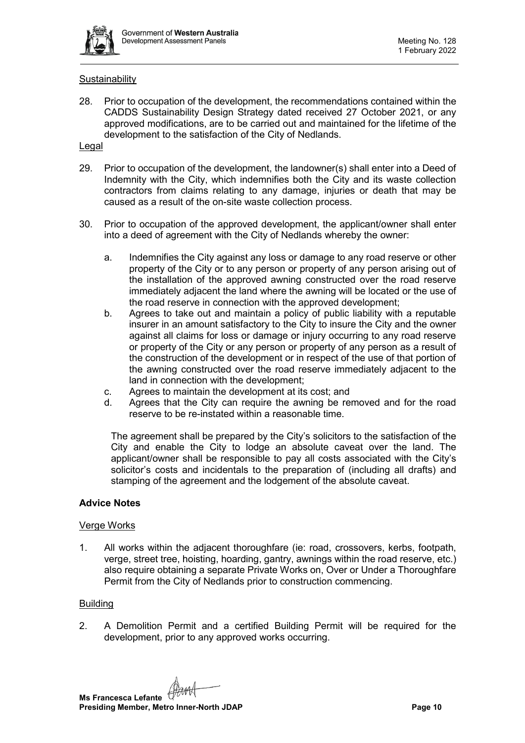Sustainability

28. Prior to occupation of the development, the recommendations contained within the CADDS Sustainability Design Strategy dated received 27 October 2021, or any approved modifications, are to be carried out and maintained for the lifetime of the development to the satisfaction of the City of Nedlands.

Legal

29. Prior to occupation of the development, the landowner(s) shall enter into a Deed of Indemnity with the City, which indemnifies both the City and its waste collection contractors from claims relating to any damage, injuries or death that may be caused as a result of the on-site waste collection process.

30. Prior to occupation of the approved development, the applicant/owner shall enter into a deed of agreement with the City of Nedlands whereby the owner:

    a. Indemnifies the City against any loss or damage to any road reserve or other property of the City or to any person or property of any person arising out of the installation of the approved awning constructed over the road reserve immediately adjacent the land where the awning will be located or the use of the road reserve in connection with the approved development;
    b. Agrees to take out and maintain a policy of public liability with a reputable insurer in an amount satisfactory to the City to insure the City and the owner against all claims for loss or damage or injury occurring to any road reserve or property of the City or any person or property of any person as a result of the construction of the development or in respect of the use of that portion of the awning constructed over the road reserve immediately adjacent to the land in connection with the development;
    c. Agrees to maintain the development at its cost; and
    d. Agrees that the City can require the awning be removed and for the road reserve to be re-instated within a reasonable time.

    The agreement shall be prepared by the City's solicitors to the satisfaction of the City and enable the City to lodge an absolute caveat over the land. The applicant/owner shall be responsible to pay all costs associated with the City's solicitor's costs and incidentals to the preparation of (including all drafts) and stamping of the agreement and the lodgement of the absolute caveat.

**Advice Notes**

Verge Works

1. All works within the adjacent thoroughfare (ie: road, crossovers, kerbs, footpath, verge, street tree, hoisting, hoarding, gantry, awnings within the road reserve, etc.) also require obtaining a separate Private Works on, Over or Under a Thoroughfare Permit from the City of Nedlands prior to construction commencing.

Building

2. A Demolition Permit and a certified Building Permit will be required for the development, prior to any approved works occurring.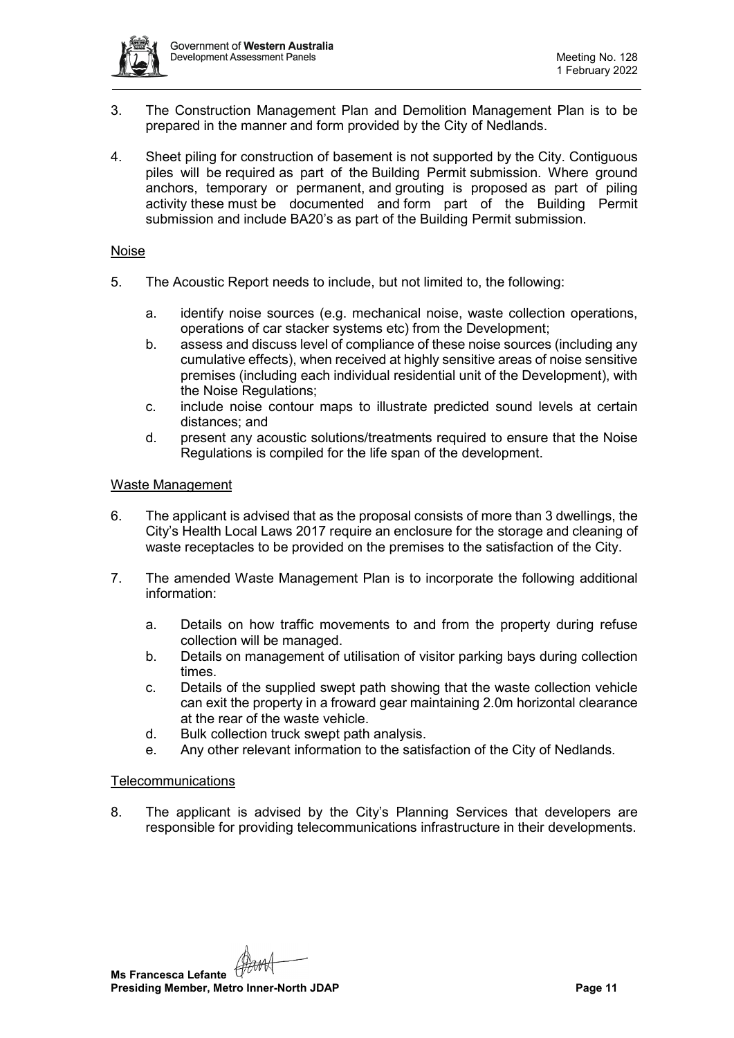3. The Construction Management Plan and Demolition Management Plan is to be prepared in the manner and form provided by the City of Nedlands.

4. Sheet piling for construction of basement is not supported by the City. Contiguous piles will be required as part of the Building Permit submission. Where ground anchors, temporary or permanent, and grouting is proposed as part of piling activity these must be documented and form part of the Building Permit submission and include BA20's as part of the Building Permit submission.

Noise

5. The Acoustic Report needs to include, but not limited to, the following:

    a. identify noise sources (e.g. mechanical noise, waste collection operations, operations of car stacker systems etc) from the Development;
    b. assess and discuss level of compliance of these noise sources (including any cumulative effects), when received at highly sensitive areas of noise sensitive premises (including each individual residential unit of the Development), with the Noise Regulations;
    c. include noise contour maps to illustrate predicted sound levels at certain distances; and
    d. present any acoustic solutions/treatments required to ensure that the Noise Regulations is compiled for the life span of the development.

Waste Management

6. The applicant is advised that as the proposal consists of more than 3 dwellings, the City's Health Local Laws 2017 require an enclosure for the storage and cleaning of waste receptacles to be provided on the premises to the satisfaction of the City.

7. The amended Waste Management Plan is to incorporate the following additional information:

    a. Details on how traffic movements to and from the property during refuse collection will be managed.
    b. Details on management of utilisation of visitor parking bays during collection times.
    c. Details of the supplied swept path showing that the waste collection vehicle can exit the property in a froward gear maintaining 2.0m horizontal clearance at the rear of the waste vehicle.
    d. Bulk collection truck swept path analysis.
    e. Any other relevant information to the satisfaction of the City of Nedlands.

Telecommunications

8. The applicant is advised by the City's Planning Services that developers are responsible for providing telecommunications infrastructure in their developments.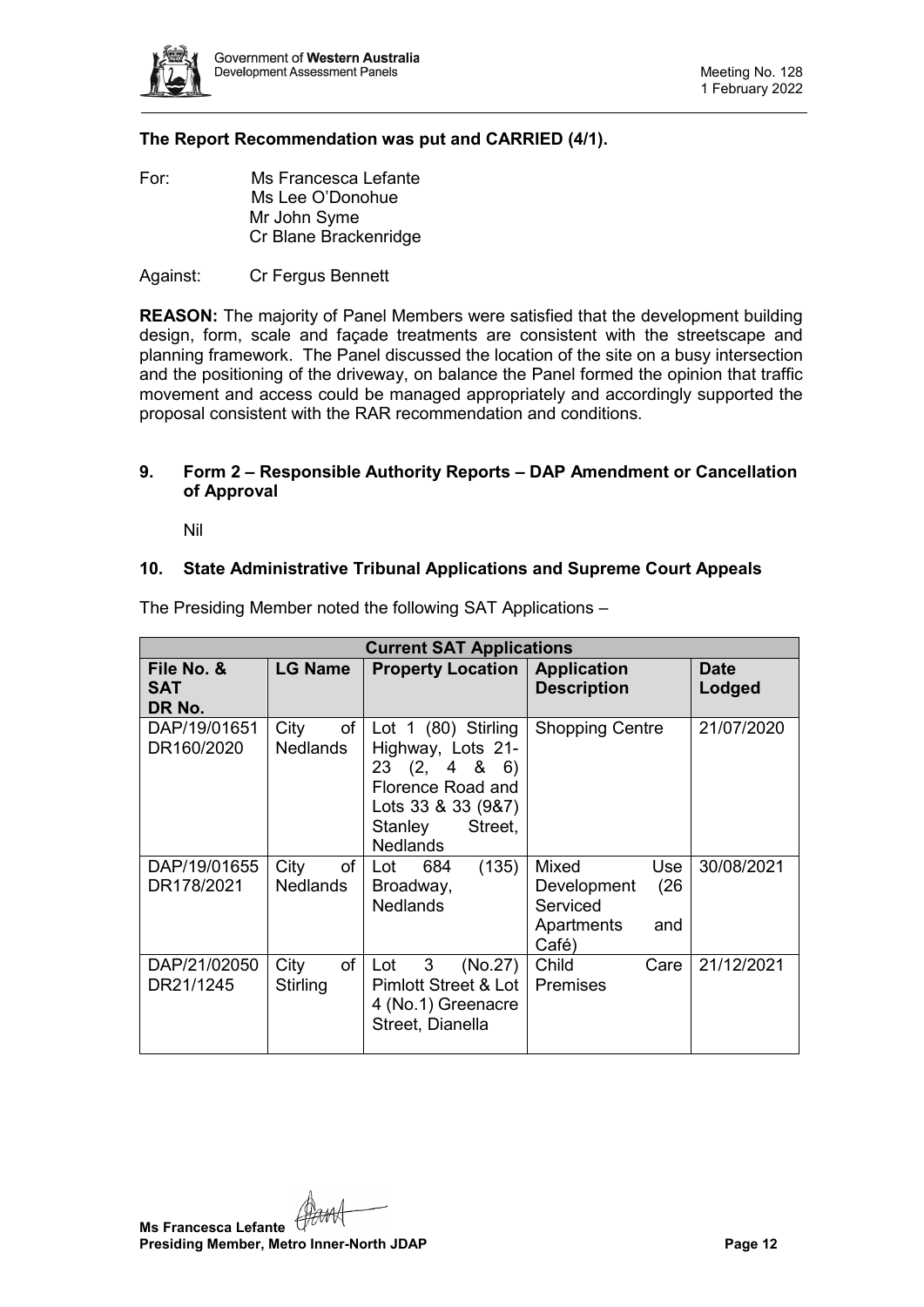**The Report Recommendation was put and CARRIED (4/1).**

For: Ms Francesca Lefante
Ms Lee O'Donohue
Mr John Syme
Cr Blane Brackenridge

Against: Cr Fergus Bennett

**REASON:** The majority of Panel Members were satisfied that the development building design, form, scale and façade treatments are consistent with the streetscape and planning framework. The Panel discussed the location of the site on a busy intersection and the positioning of the driveway, on balance the Panel formed the opinion that traffic movement and access could be managed appropriately and accordingly supported the proposal consistent with the RAR recommendation and conditions.

## 9. Form 2 – Responsible Authority Reports – DAP Amendment or Cancellation of Approval

Nil

## 10. State Administrative Tribunal Applications and Supreme Court Appeals

The Presiding Member noted the following SAT Applications –

| Current SAT Applications | | | | |
|---|---|---|---|---|
| **File No. & SAT DR No.** | **LG Name** | **Property Location** | **Application Description** | **Date Lodged** |
| DAP/19/01651 DR160/2020 | City of Nedlands | Lot 1 (80) Stirling Highway, Lots 21-23 (2, 4 & 6) Florence Road and Lots 33 & 33 (9&7) Stanley Street, Nedlands | Shopping Centre | 21/07/2020 |
| DAP/19/01655 DR178/2021 | City of Nedlands | Lot 684 (135) Broadway, Nedlands | Mixed Use Development (26 Serviced Apartments and Café) | 30/08/2021 |
| DAP/21/02050 DR21/1245 | City of Stirling | Lot 3 (No.27) Pimlott Street & Lot 4 (No.1) Greenacre Street, Dianella | Child Care Premises | 21/12/2021 |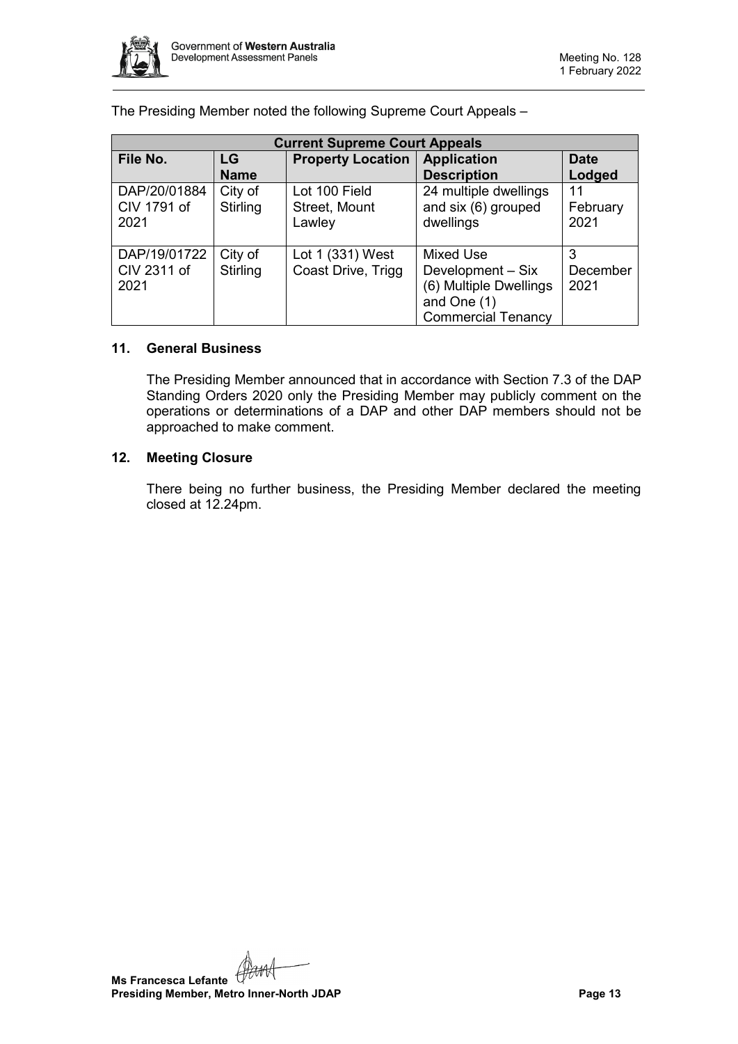The Presiding Member noted the following Supreme Court Appeals –

| Current Supreme Court Appeals | | | | |
|---|---|---|---|---|
| **File No.** | **LG Name** | **Property Location** | **Application Description** | **Date Lodged** |
| DAP/20/01884 CIV 1791 of 2021 | City of Stirling | Lot 100 Field Street, Mount Lawley | 24 multiple dwellings and six (6) grouped dwellings | 11 February 2021 |
| DAP/19/01722 CIV 2311 of 2021 | City of Stirling | Lot 1 (331) West Coast Drive, Trigg | Mixed Use Development – Six (6) Multiple Dwellings and One (1) Commercial Tenancy | 3 December 2021 |

## 11. General Business

The Presiding Member announced that in accordance with Section 7.3 of the DAP Standing Orders 2020 only the Presiding Member may publicly comment on the operations or determinations of a DAP and other DAP members should not be approached to make comment.

## 12. Meeting Closure

There being no further business, the Presiding Member declared the meeting closed at 12.24pm.

**Ms Francesca Lefante**
**Presiding Member, Metro Inner-North JDAP**